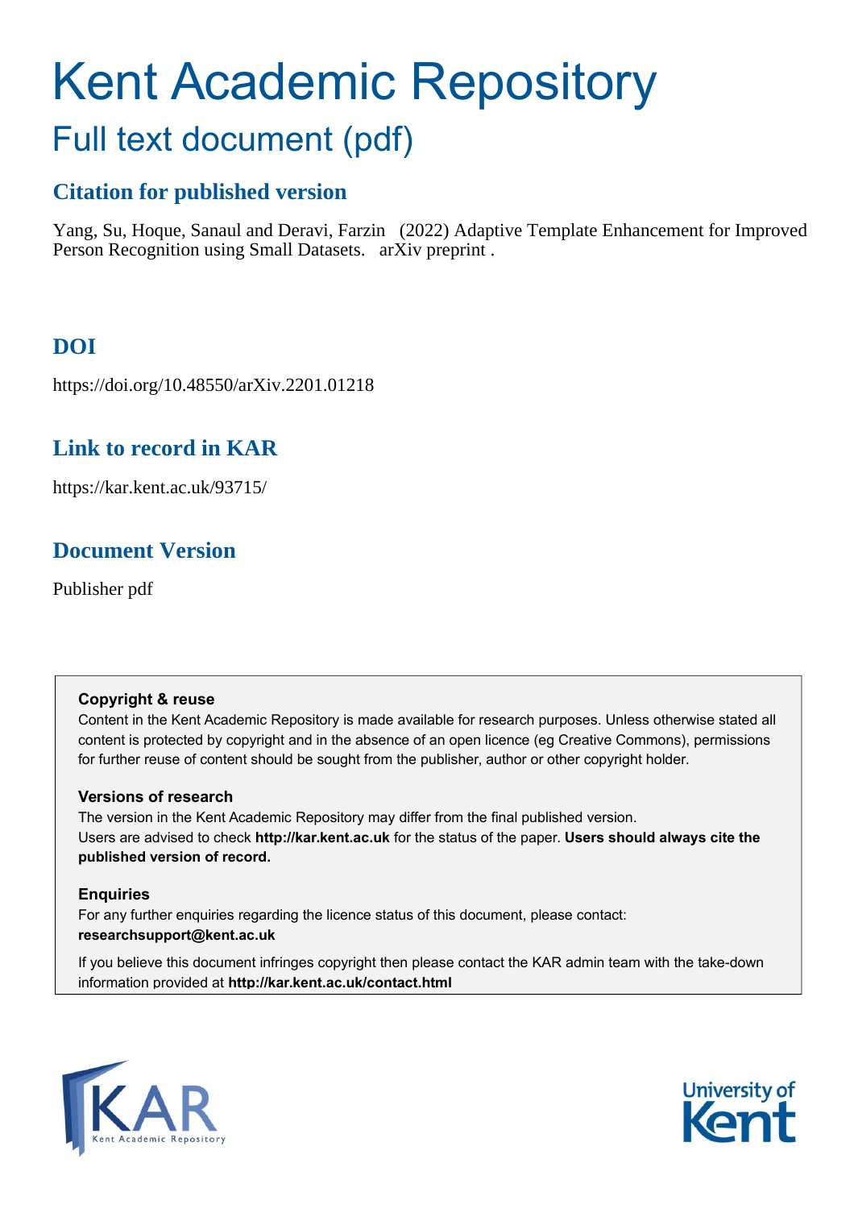# Kent Academic Repository

## Full text document (pdf)

### Citation for published version

Yang, Su, Hoque, Sanaul and Deravi, Farzin (2022) Adaptive Template Enhancement for Improved Person Recognition using Small Datasets. arXiv preprint .

### DOI

https://doi.org/10.48550/arXiv.2201.01218

### Link to record in KAR

https://kar.kent.ac.uk/93715/

### Document Version

Publisher pdf

**Copyright & reuse**

Content in the Kent Academic Repository is made available for research purposes. Unless otherwise stated all content is protected by copyright and in the absence of an open licence (eg Creative Commons), permissions for further reuse of content should be sought from the publisher, author or other copyright holder.

**Versions of research**

The version in the Kent Academic Repository may differ from the final published version. Users are advised to check **http://kar.kent.ac.uk** for the status of the paper. **Users should always cite the published version of record.**

**Enquiries**

For any further enquiries regarding the licence status of this document, please contact: **researchsupport@kent.ac.uk**

If you believe this document infringes copyright then please contact the KAR admin team with the take-down information provided at **http://kar.kent.ac.uk/contact.html**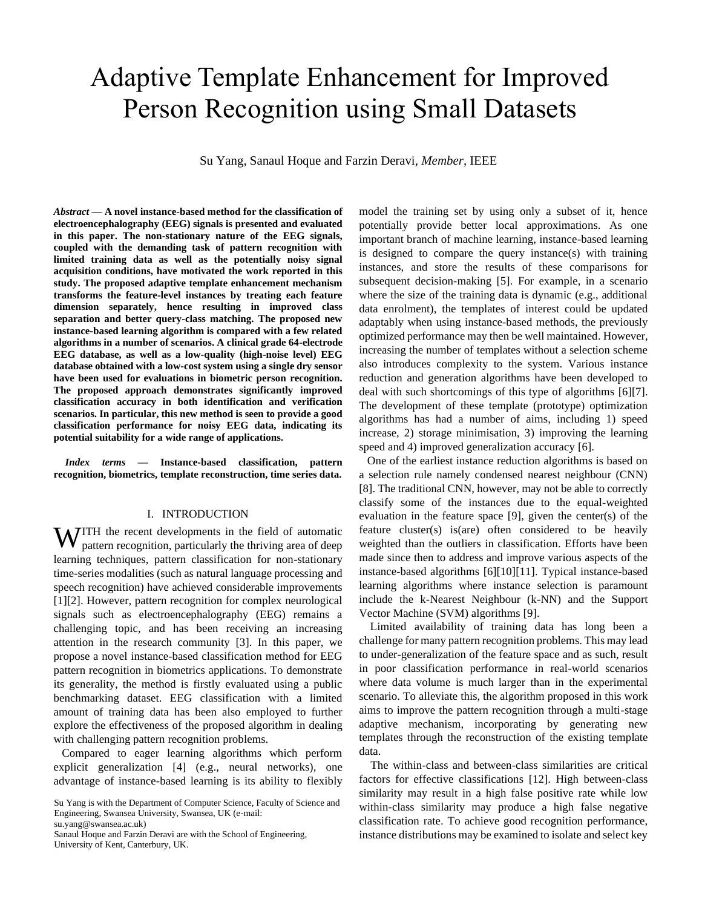# Adaptive Template Enhancement for Improved Person Recognition using Small Datasets

Su Yang, Sanaul Hoque and Farzin Deravi, *Member*, IEEE

***Abstract*** **— A novel instance-based method for the classification of electroencephalography (EEG) signals is presented and evaluated in this paper. The non-stationary nature of the EEG signals, coupled with the demanding task of pattern recognition with limited training data as well as the potentially noisy signal acquisition conditions, have motivated the work reported in this study. The proposed adaptive template enhancement mechanism transforms the feature-level instances by treating each feature dimension separately, hence resulting in improved class separation and better query-class matching. The proposed new instance-based learning algorithm is compared with a few related algorithms in a number of scenarios. A clinical grade 64-electrode EEG database, as well as a low-quality (high-noise level) EEG database obtained with a low-cost system using a single dry sensor have been used for evaluations in biometric person recognition. The proposed approach demonstrates significantly improved classification accuracy in both identification and verification scenarios. In particular, this new method is seen to provide a good classification performance for noisy EEG data, indicating its potential suitability for a wide range of applications.**

***Index terms*** **— Instance-based classification, pattern recognition, biometrics, template reconstruction, time series data.**

## I. INTRODUCTION

With the recent developments in the field of automatic pattern recognition, particularly the thriving area of deep learning techniques, pattern classification for non-stationary time-series modalities (such as natural language processing and speech recognition) have achieved considerable improvements [1][2]. However, pattern recognition for complex neurological signals such as electroencephalography (EEG) remains a challenging topic, and has been receiving an increasing attention in the research community [3]. In this paper, we propose a novel instance-based classification method for EEG pattern recognition in biometrics applications. To demonstrate its generality, the method is firstly evaluated using a public benchmarking dataset. EEG classification with a limited amount of training data has been also employed to further explore the effectiveness of the proposed algorithm in dealing with challenging pattern recognition problems.

Compared to eager learning algorithms which perform explicit generalization [4] (e.g., neural networks), one advantage of instance-based learning is its ability to flexibly model the training set by using only a subset of it, hence potentially provide better local approximations. As one important branch of machine learning, instance-based learning is designed to compare the query instance(s) with training instances, and store the results of these comparisons for subsequent decision-making [5]. For example, in a scenario where the size of the training data is dynamic (e.g., additional data enrolment), the templates of interest could be updated adaptably when using instance-based methods, the previously optimized performance may then be well maintained. However, increasing the number of templates without a selection scheme also introduces complexity to the system. Various instance reduction and generation algorithms have been developed to deal with such shortcomings of this type of algorithms [6][7]. The development of these template (prototype) optimization algorithms has had a number of aims, including 1) speed increase, 2) storage minimisation, 3) improving the learning speed and 4) improved generalization accuracy [6].

One of the earliest instance reduction algorithms is based on a selection rule namely condensed nearest neighbour (CNN) [8]. The traditional CNN, however, may not be able to correctly classify some of the instances due to the equal-weighted evaluation in the feature space [9], given the center(s) of the feature cluster(s) is(are) often considered to be heavily weighted than the outliers in classification. Efforts have been made since then to address and improve various aspects of the instance-based algorithms [6][10][11]. Typical instance-based learning algorithms where instance selection is paramount include the k-Nearest Neighbour (k-NN) and the Support Vector Machine (SVM) algorithms [9].

Limited availability of training data has long been a challenge for many pattern recognition problems. This may lead to under-generalization of the feature space and as such, result in poor classification performance in real-world scenarios where data volume is much larger than in the experimental scenario. To alleviate this, the algorithm proposed in this work aims to improve the pattern recognition through a multi-stage adaptive mechanism, incorporating by generating new templates through the reconstruction of the existing template data.

The within-class and between-class similarities are critical factors for effective classifications [12]. High between-class similarity may result in a high false positive rate while low within-class similarity may produce a high false negative classification rate. To achieve good recognition performance, instance distributions may be examined to isolate and select key

Su Yang is with the Department of Computer Science, Faculty of Science and Engineering, Swansea University, Swansea, UK (e-mail: su.yang@swansea.ac.uk)

Sanaul Hoque and Farzin Deravi are with the School of Engineering, University of Kent, Canterbury, UK.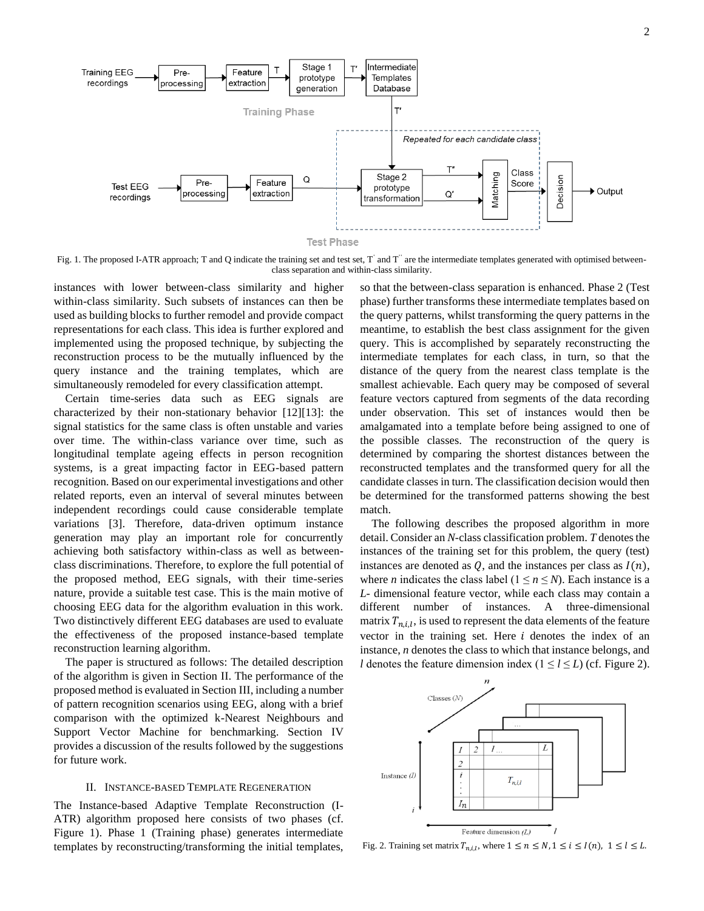Fig. 1. The proposed I-ATR approach; T and Q indicate the training set and test set, T' and T'' are the intermediate templates generated with optimised between-class separation and within-class similarity.

instances with lower between-class similarity and higher within-class similarity. Such subsets of instances can then be used as building blocks to further remodel and provide compact representations for each class. This idea is further explored and implemented using the proposed technique, by subjecting the reconstruction process to be the mutually influenced by the query instance and the training templates, which are simultaneously remodeled for every classification attempt.

Certain time-series data such as EEG signals are characterized by their non-stationary behavior [12][13]: the signal statistics for the same class is often unstable and varies over time. The within-class variance over time, such as longitudinal template ageing effects in person recognition systems, is a great impacting factor in EEG-based pattern recognition. Based on our experimental investigations and other related reports, even an interval of several minutes between independent recordings could cause considerable template variations [3]. Therefore, data-driven optimum instance generation may play an important role for concurrently achieving both satisfactory within-class as well as between-class discriminations. Therefore, to explore the full potential of the proposed method, EEG signals, with their time-series nature, provide a suitable test case. This is the main motive of choosing EEG data for the algorithm evaluation in this work. Two distinctively different EEG databases are used to evaluate the effectiveness of the proposed instance-based template reconstruction learning algorithm.

The paper is structured as follows: The detailed description of the algorithm is given in Section II. The performance of the proposed method is evaluated in Section III, including a number of pattern recognition scenarios using EEG, along with a brief comparison with the optimized k-Nearest Neighbours and Support Vector Machine for benchmarking. Section IV provides a discussion of the results followed by the suggestions for future work.

## II. Instance-based Template Regeneration

The Instance-based Adaptive Template Reconstruction (I-ATR) algorithm proposed here consists of two phases (cf. Figure 1). Phase 1 (Training phase) generates intermediate templates by reconstructing/transforming the initial templates, so that the between-class separation is enhanced. Phase 2 (Test phase) further transforms these intermediate templates based on the query patterns, whilst transforming the query patterns in the meantime, to establish the best class assignment for the given query. This is accomplished by separately reconstructing the intermediate templates for each class, in turn, so that the distance of the query from the nearest class template is the smallest achievable. Each query may be composed of several feature vectors captured from segments of the data recording under observation. This set of instances would then be amalgamated into a template before being assigned to one of the possible classes. The reconstruction of the query is determined by comparing the shortest distances between the reconstructed templates and the transformed query for all the candidate classes in turn. The classification decision would then be determined for the transformed patterns showing the best match.

The following describes the proposed algorithm in more detail. Consider an $N$-class classification problem. $T$ denotes the instances of the training set for this problem, the query (test) instances are denoted as $Q$, and the instances per class as $I(n)$, where $n$ indicates the class label ($1 \leq n \leq N$). Each instance is a $L$- dimensional feature vector, while each class may contain a different number of instances. A three-dimensional matrix $T_{n,i,l}$, is used to represent the data elements of the feature vector in the training set. Here $i$ denotes the index of an instance, $n$ denotes the class to which that instance belongs, and $l$ denotes the feature dimension index ($1 \leq l \leq L$) (cf. Figure 2).

Fig. 2. Training set matrix $T_{n,i,l}$, where $1 \leq n \leq N, 1 \leq i \leq I(n), \; 1 \leq l \leq L$.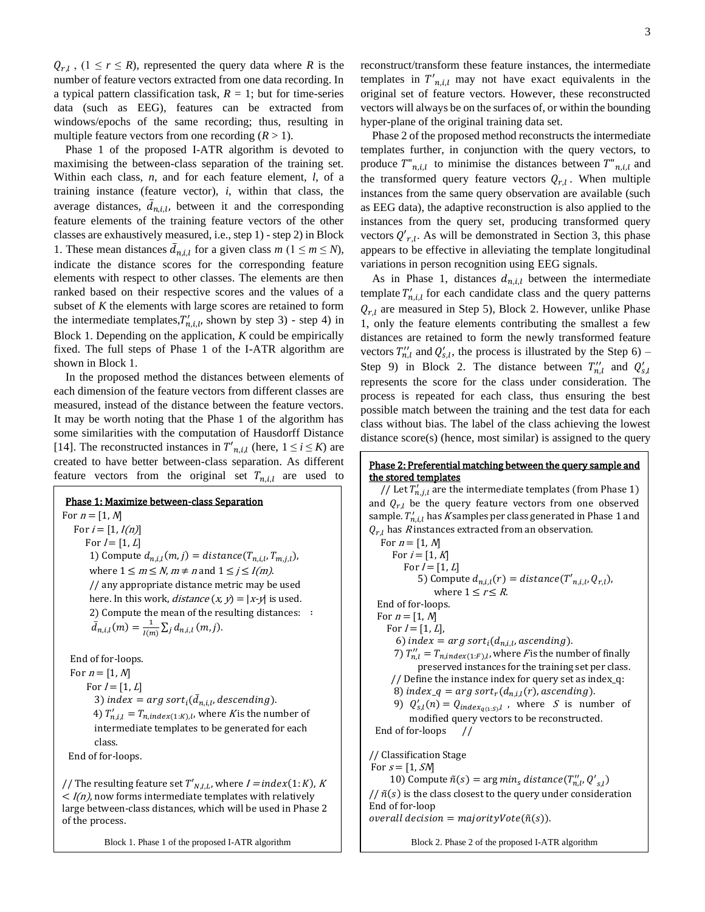$Q_{r,l}$ , ($1 \leq r \leq R$), represented the query data where $R$ is the number of feature vectors extracted from one data recording. In a typical pattern classification task, $R$ = 1; but for time-series data (such as EEG), features can be extracted from windows/epochs of the same recording; thus, resulting in multiple feature vectors from one recording ($R$ > 1).

Phase 1 of the proposed I-ATR algorithm is devoted to maximising the between-class separation of the training set. Within each class, $n$, and for each feature element, $l$, of a training instance (feature vector), $i$, within that class, the average distances, $\bar{d}_{n,i,l}$, between it and the corresponding feature elements of the training feature vectors of the other classes are exhaustively measured, i.e., step 1) - step 2) in Block 1. These mean distances $\bar{d}_{n,i,l}$ for a given class $m$ ($1 \leq m \leq N$), indicate the distance scores for the corresponding feature elements with respect to other classes. The elements are then ranked based on their respective scores and the values of a subset of $K$ the elements with large scores are retained to form the intermediate templates,$T'_{n,i,l}$, shown by step 3) - step 4) in Block 1. Depending on the application, $K$ could be empirically fixed. The full steps of Phase 1 of the I-ATR algorithm are shown in Block 1.

In the proposed method the distances between elements of each dimension of the feature vectors from different classes are measured, instead of the distance between the feature vectors. It may be worth noting that the Phase 1 of the algorithm has some similarities with the computation of Hausdorff Distance [14]. The reconstructed instances in $T'_{n,i,l}$ (here, $1 \leq i \leq K$) are created to have better between-class separation. As different feature vectors from the original set $T_{n,i,l}$ are used to reconstruct/transform these feature instances, the intermediate templates in $T'_{n,i,l}$ may not have exact equivalents in the original set of feature vectors. However, these reconstructed vectors will always be on the surfaces of, or within the bounding hyper-plane of the original training data set.

Phase 2 of the proposed method reconstructs the intermediate templates further, in conjunction with the query vectors, to produce $T'''_{n,i,l}$ to minimise the distances between $T'''_{n,i,l}$ and the transformed query feature vectors $Q_{r,l}$. When multiple instances from the same query observation are available (such as EEG data), the adaptive reconstruction is also applied to the instances from the query set, producing transformed query vectors $Q'_{r,l}$. As will be demonstrated in Section 3, this phase appears to be effective in alleviating the template longitudinal variations in person recognition using EEG signals.

As in Phase 1, distances $d_{n,i,l}$ between the intermediate template $T'_{n,i,l}$ for each candidate class and the query patterns $Q_{r,l}$ are measured in Step 5), Block 2. However, unlike Phase 1, only the feature elements contributing the smallest a few distances are retained to form the newly transformed feature vectors $T''_{n,l}$ and $Q'_{s,l}$, the process is illustrated by the Step 6) – Step 9) in Block 2. The distance between $T''_{n,l}$ and $Q'_{s,l}$ represents the score for the class under consideration. The process is repeated for each class, thus ensuring the best possible match between the training and the test data for each class without bias. The label of the class achieving the lowest distance score(s) (hence, most similar) is assigned to the query

**Phase 1: Maximize between-class Separation**

```
For n = [1, N]
  For i = [1, I(n)]
    For l = [1, L]
      1) Compute d_{n,i,l}(m, j) = distance(T_{n,i,l}, T_{m,j,l}),
         where 1 ≤ m ≤ N, m ≠ n and 1 ≤ j ≤ I(m).
         // any appropriate distance metric may be used
         here. In this work, distance (x, y) = |x-y| is used.
      2) Compute the mean of the resulting distances:  :
         d̄_{n,i,l}(m) = (1/I(m)) Σ_j d_{n,i,l}(m, j).

End of for-loops.
For n = [1, N]
  For l = [1, L]
    3) index = arg sort_i(d̄_{n,i,l}, descending).
    4) T'_{n,i,l} = T_{n,index(1:K),l}, where K is the number of
       intermediate templates to be generated for each
       class.
End of for-loops.

// The resulting feature set T'_{N,I,L}, where I = index(1: K), K
< I(n), now forms intermediate templates with relatively
large between-class distances, which will be used in Phase 2
of the process.
```

Block 1. Phase 1 of the proposed I-ATR algorithm

**Phase 2: Preferential matching between the query sample and the stored templates**

```
// Let T'_{n,j,l} are the intermediate templates (from Phase 1)
and Q_{r,l} be the query feature vectors from one observed
sample. T'_{n,i,l} has K samples per class generated in Phase 1 and
Q_{r,l} has R instances extracted from an observation.
For n = [1, N]
  For i = [1, K]
    For l = [1, L]
      5) Compute d_{n,i,l}(r) = distance(T'_{n,i,l}, Q_{r,l}),
         where 1 ≤ r ≤ R.
End of for-loops.
For n = [1, N]
  For l = [1, L],
    6) index = arg sort_i(d_{n,i,l}, ascending).
    7) T''_{n,l} = T_{n,index(1:F),l}, where F is the number of finally
       preserved instances for the training set per class.
    // Define the instance index for query set as index_q:
    8) index_q = arg sort_r(d_{n,i,l}(r), ascending).
    9) Q'_{s,l}(n) = Q_{index_q(1:S),l} , where S is number of
       modified query vectors to be reconstructed.
End of for-loops    //

// Classification Stage
For s = [1, SN]
    10) Compute ñ(s) = arg min_s distance(T''_{n,l}, Q'_{s,l})
// ñ(s) is the class closest to the query under consideration
End of for-loop
overall decision = majorityVote(ñ(s)).
```

Block 2. Phase 2 of the proposed I-ATR algorithm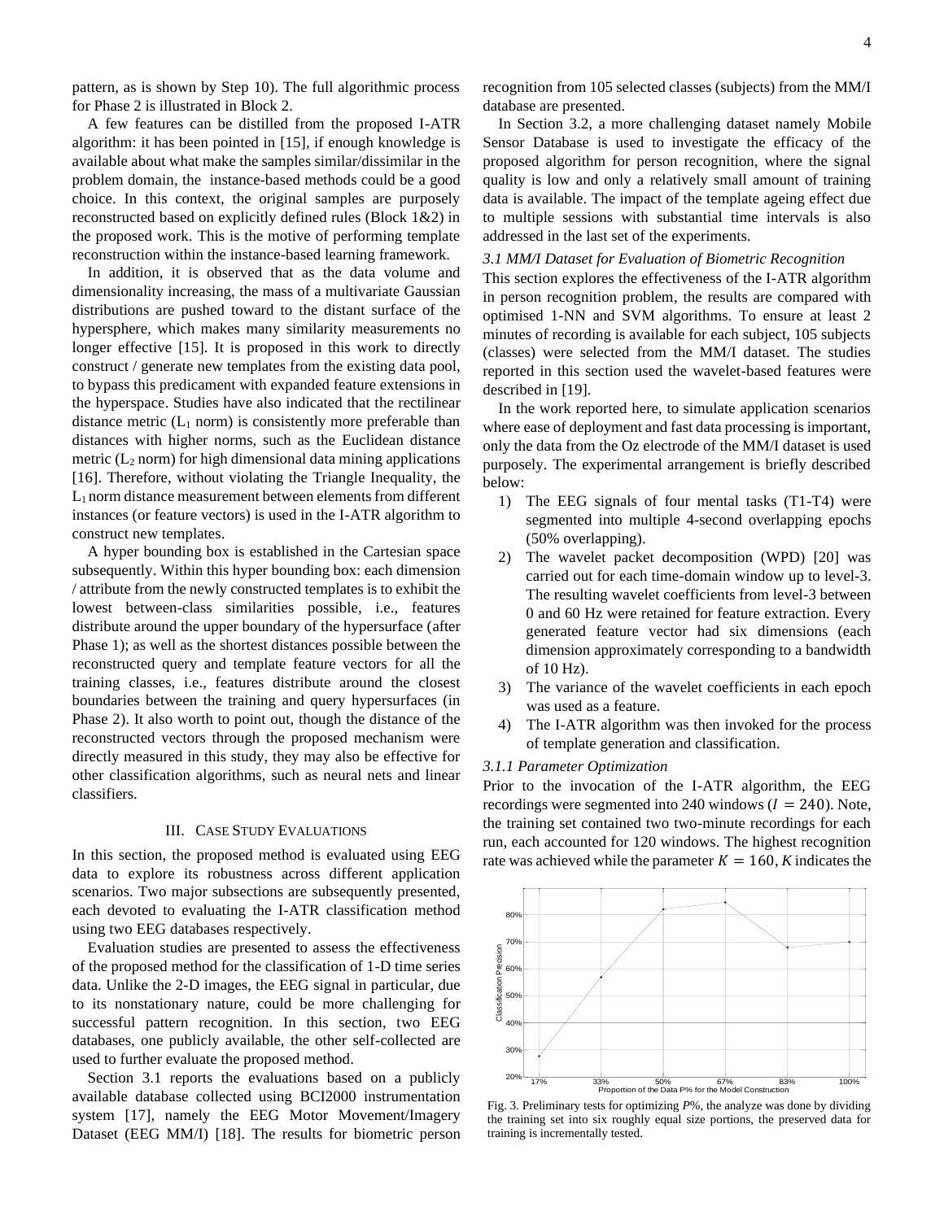pattern, as is shown by Step 10). The full algorithmic process for Phase 2 is illustrated in Block 2.

A few features can be distilled from the proposed I-ATR algorithm: it has been pointed in [15], if enough knowledge is available about what make the samples similar/dissimilar in the problem domain, the instance-based methods could be a good choice. In this context, the original samples are purposely reconstructed based on explicitly defined rules (Block 1&2) in the proposed work. This is the motive of performing template reconstruction within the instance-based learning framework.

In addition, it is observed that as the data volume and dimensionality increasing, the mass of a multivariate Gaussian distributions are pushed toward to the distant surface of the hypersphere, which makes many similarity measurements no longer effective [15]. It is proposed in this work to directly construct / generate new templates from the existing data pool, to bypass this predicament with expanded feature extensions in the hyperspace. Studies have also indicated that the rectilinear distance metric ($L_1$ norm) is consistently more preferable than distances with higher norms, such as the Euclidean distance metric ($L_2$ norm) for high dimensional data mining applications [16]. Therefore, without violating the Triangle Inequality, the $L_1$ norm distance measurement between elements from different instances (or feature vectors) is used in the I-ATR algorithm to construct new templates.

A hyper bounding box is established in the Cartesian space subsequently. Within this hyper bounding box: each dimension / attribute from the newly constructed templates is to exhibit the lowest between-class similarities possible, i.e., features distribute around the upper boundary of the hypersurface (after Phase 1); as well as the shortest distances possible between the reconstructed query and template feature vectors for all the training classes, i.e., features distribute around the closest boundaries between the training and query hypersurfaces (in Phase 2). It also worth to point out, though the distance of the reconstructed vectors through the proposed mechanism were directly measured in this study, they may also be effective for other classification algorithms, such as neural nets and linear classifiers.

## III. Case Study Evaluations

In this section, the proposed method is evaluated using EEG data to explore its robustness across different application scenarios. Two major subsections are subsequently presented, each devoted to evaluating the I-ATR classification method using two EEG databases respectively.

Evaluation studies are presented to assess the effectiveness of the proposed method for the classification of 1-D time series data. Unlike the 2-D images, the EEG signal in particular, due to its nonstationary nature, could be more challenging for successful pattern recognition. In this section, two EEG databases, one publicly available, the other self-collected are used to further evaluate the proposed method.

Section 3.1 reports the evaluations based on a publicly available database collected using BCI2000 instrumentation system [17], namely the EEG Motor Movement/Imagery Dataset (EEG MM/I) [18]. The results for biometric person recognition from 105 selected classes (subjects) from the MM/I database are presented.

In Section 3.2, a more challenging dataset namely Mobile Sensor Database is used to investigate the efficacy of the proposed algorithm for person recognition, where the signal quality is low and only a relatively small amount of training data is available. The impact of the template ageing effect due to multiple sessions with substantial time intervals is also addressed in the last set of the experiments.

### *3.1 MM/I Dataset for Evaluation of Biometric Recognition*

This section explores the effectiveness of the I-ATR algorithm in person recognition problem, the results are compared with optimised 1-NN and SVM algorithms. To ensure at least 2 minutes of recording is available for each subject, 105 subjects (classes) were selected from the MM/I dataset. The studies reported in this section used the wavelet-based features were described in [19].

In the work reported here, to simulate application scenarios where ease of deployment and fast data processing is important, only the data from the Oz electrode of the MM/I dataset is used purposely. The experimental arrangement is briefly described below:

1) The EEG signals of four mental tasks (T1-T4) were segmented into multiple 4-second overlapping epochs (50% overlapping).
2) The wavelet packet decomposition (WPD) [20] was carried out for each time-domain window up to level-3. The resulting wavelet coefficients from level-3 between 0 and 60 Hz were retained for feature extraction. Every generated feature vector had six dimensions (each dimension approximately corresponding to a bandwidth of 10 Hz).
3) The variance of the wavelet coefficients in each epoch was used as a feature.
4) The I-ATR algorithm was then invoked for the process of template generation and classification.

#### *3.1.1 Parameter Optimization*

Prior to the invocation of the I-ATR algorithm, the EEG recordings were segmented into 240 windows ($I = 240$). Note, the training set contained two two-minute recordings for each run, each accounted for 120 windows. The highest recognition rate was achieved while the parameter $K = 160$, $K$ indicates the

Fig. 3. Preliminary tests for optimizing *P*%, the analyze was done by dividing the training set into six roughly equal size portions, the preserved data for training is incrementally tested.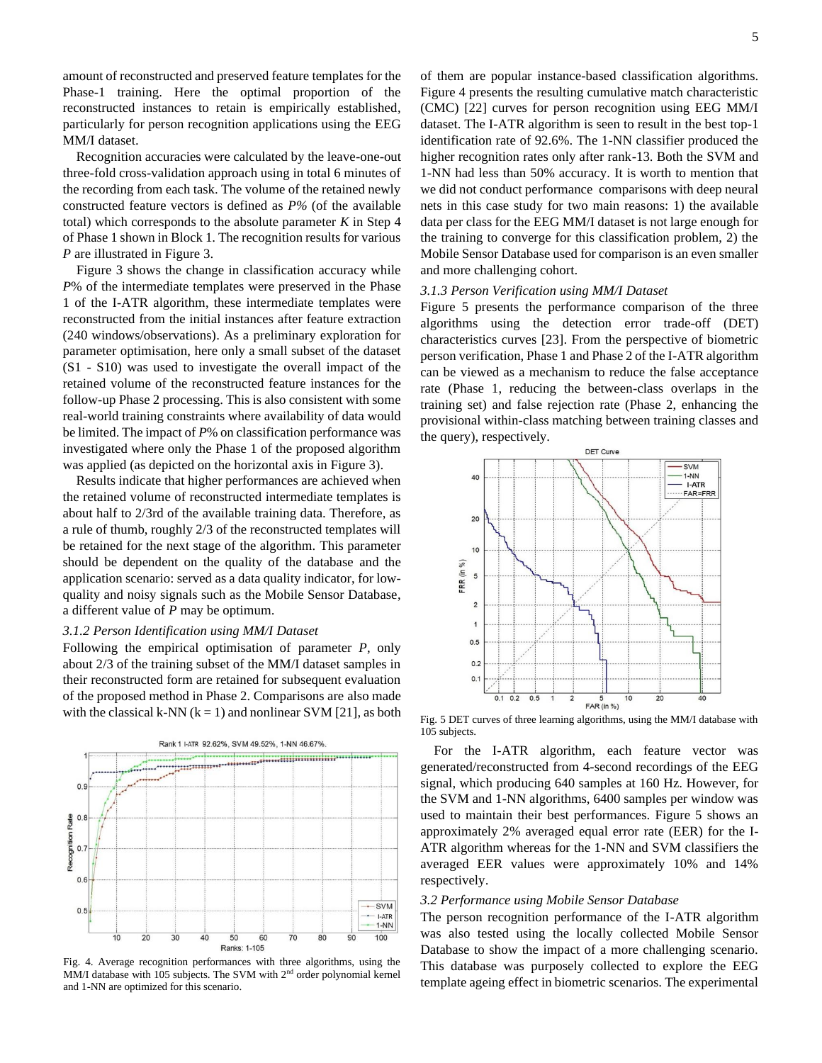amount of reconstructed and preserved feature templates for the Phase-1 training. Here the optimal proportion of the reconstructed instances to retain is empirically established, particularly for person recognition applications using the EEG MM/I dataset.

Recognition accuracies were calculated by the leave-one-out three-fold cross-validation approach using in total 6 minutes of the recording from each task. The volume of the retained newly constructed feature vectors is defined as *P%* (of the available total) which corresponds to the absolute parameter *K* in Step 4 of Phase 1 shown in Block 1. The recognition results for various *P* are illustrated in Figure 3.

Figure 3 shows the change in classification accuracy while *P*% of the intermediate templates were preserved in the Phase 1 of the I-ATR algorithm, these intermediate templates were reconstructed from the initial instances after feature extraction (240 windows/observations). As a preliminary exploration for parameter optimisation, here only a small subset of the dataset (S1 - S10) was used to investigate the overall impact of the retained volume of the reconstructed feature instances for the follow-up Phase 2 processing. This is also consistent with some real-world training constraints where availability of data would be limited. The impact of *P*% on classification performance was investigated where only the Phase 1 of the proposed algorithm was applied (as depicted on the horizontal axis in Figure 3).

Results indicate that higher performances are achieved when the retained volume of reconstructed intermediate templates is about half to 2/3rd of the available training data. Therefore, as a rule of thumb, roughly 2/3 of the reconstructed templates will be retained for the next stage of the algorithm. This parameter should be dependent on the quality of the database and the application scenario: served as a data quality indicator, for low-quality and noisy signals such as the Mobile Sensor Database, a different value of *P* may be optimum.

### *3.1.2 Person Identification using MM/I Dataset*

Following the empirical optimisation of parameter *P*, only about 2/3 of the training subset of the MM/I dataset samples in their reconstructed form are retained for subsequent evaluation of the proposed method in Phase 2. Comparisons are also made with the classical k-NN (k = 1) and nonlinear SVM [21], as both of them are popular instance-based classification algorithms. Figure 4 presents the resulting cumulative match characteristic (CMC) [22] curves for person recognition using EEG MM/I dataset. The I-ATR algorithm is seen to result in the best top-1 identification rate of 92.6%. The 1-NN classifier produced the higher recognition rates only after rank-13. Both the SVM and 1-NN had less than 50% accuracy. It is worth to mention that we did not conduct performance comparisons with deep neural nets in this case study for two main reasons: 1) the available data per class for the EEG MM/I dataset is not large enough for the training to converge for this classification problem, 2) the Mobile Sensor Database used for comparison is an even smaller and more challenging cohort.

Fig. 4. Average recognition performances with three algorithms, using the MM/I database with 105 subjects. The SVM with 2nd order polynomial kernel and 1-NN are optimized for this scenario.

### *3.1.3 Person Verification using MM/I Dataset*

Figure 5 presents the performance comparison of the three algorithms using the detection error trade-off (DET) characteristics curves [23]. From the perspective of biometric person verification, Phase 1 and Phase 2 of the I-ATR algorithm can be viewed as a mechanism to reduce the false acceptance rate (Phase 1, reducing the between-class overlaps in the training set) and false rejection rate (Phase 2, enhancing the provisional within-class matching between training classes and the query), respectively.

Fig. 5 DET curves of three learning algorithms, using the MM/I database with 105 subjects.

For the I-ATR algorithm, each feature vector was generated/reconstructed from 4-second recordings of the EEG signal, which producing 640 samples at 160 Hz. However, for the SVM and 1-NN algorithms, 6400 samples per window was used to maintain their best performances. Figure 5 shows an approximately 2% averaged equal error rate (EER) for the I-ATR algorithm whereas for the 1-NN and SVM classifiers the averaged EER values were approximately 10% and 14% respectively.

### *3.2 Performance using Mobile Sensor Database*

The person recognition performance of the I-ATR algorithm was also tested using the locally collected Mobile Sensor Database to show the impact of a more challenging scenario. This database was purposely collected to explore the EEG template ageing effect in biometric scenarios. The experimental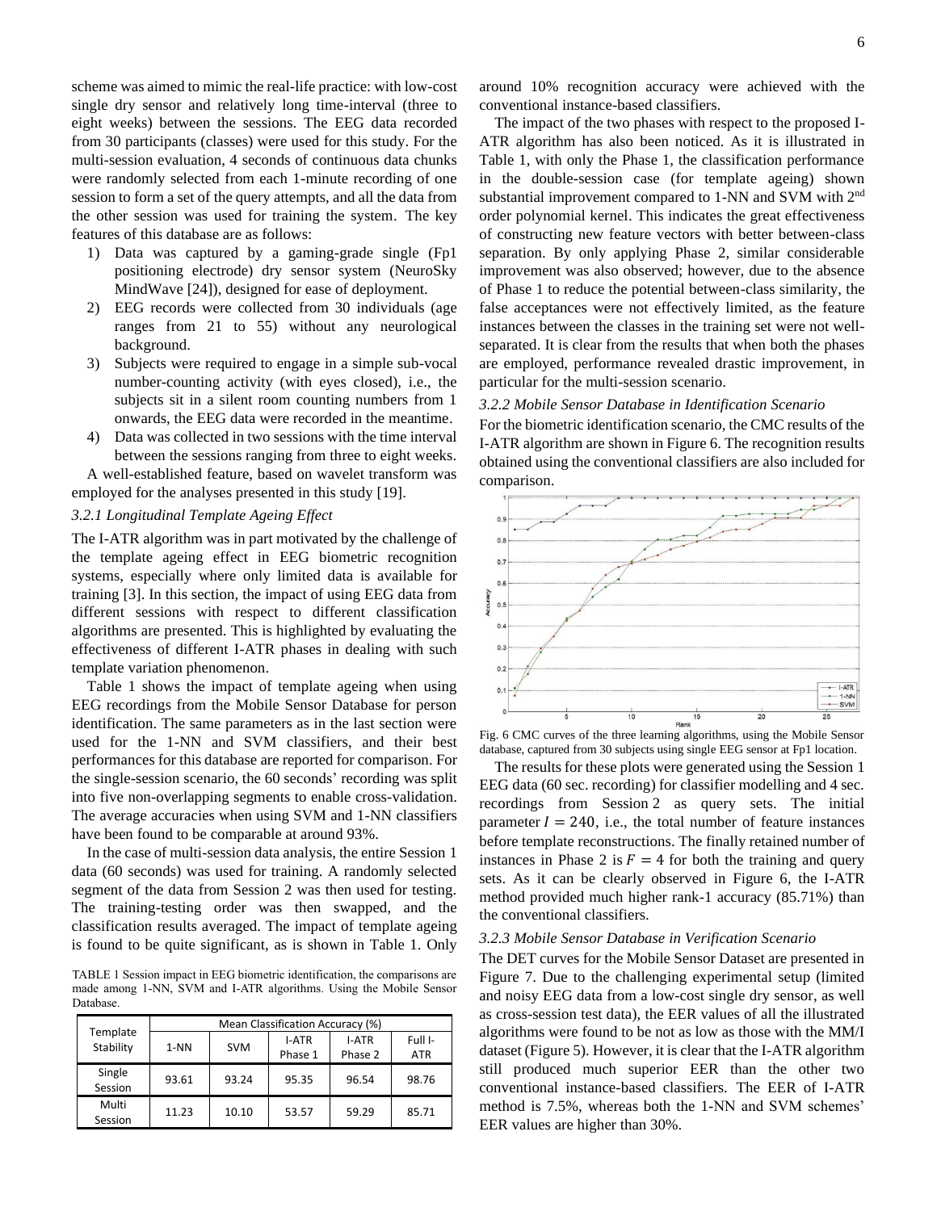scheme was aimed to mimic the real-life practice: with low-cost single dry sensor and relatively long time-interval (three to eight weeks) between the sessions. The EEG data recorded from 30 participants (classes) were used for this study. For the multi-session evaluation, 4 seconds of continuous data chunks were randomly selected from each 1-minute recording of one session to form a set of the query attempts, and all the data from the other session was used for training the system. The key features of this database are as follows:

1) Data was captured by a gaming-grade single (Fp1 positioning electrode) dry sensor system (NeuroSky MindWave [24]), designed for ease of deployment.
2) EEG records were collected from 30 individuals (age ranges from 21 to 55) without any neurological background.
3) Subjects were required to engage in a simple sub-vocal number-counting activity (with eyes closed), i.e., the subjects sit in a silent room counting numbers from 1 onwards, the EEG data were recorded in the meantime.
4) Data was collected in two sessions with the time interval between the sessions ranging from three to eight weeks.

A well-established feature, based on wavelet transform was employed for the analyses presented in this study [19].

### *3.2.1 Longitudinal Template Ageing Effect*

The I-ATR algorithm was in part motivated by the challenge of the template ageing effect in EEG biometric recognition systems, especially where only limited data is available for training [3]. In this section, the impact of using EEG data from different sessions with respect to different classification algorithms are presented. This is highlighted by evaluating the effectiveness of different I-ATR phases in dealing with such template variation phenomenon.

Table 1 shows the impact of template ageing when using EEG recordings from the Mobile Sensor Database for person identification. The same parameters as in the last section were used for the 1-NN and SVM classifiers, and their best performances for this database are reported for comparison. For the single-session scenario, the 60 seconds' recording was split into five non-overlapping segments to enable cross-validation. The average accuracies when using SVM and 1-NN classifiers have been found to be comparable at around 93%.

In the case of multi-session data analysis, the entire Session 1 data (60 seconds) was used for training. A randomly selected segment of the data from Session 2 was then used for testing. The training-testing order was then swapped, and the classification results averaged. The impact of template ageing is found to be quite significant, as is shown in Table 1. Only around 10% recognition accuracy were achieved with the conventional instance-based classifiers.

TABLE 1 Session impact in EEG biometric identification, the comparisons are made among 1-NN, SVM and I-ATR algorithms. Using the Mobile Sensor Database.

| Template Stability | Mean Classification Accuracy (%) | | | | |
|---|---|---|---|---|---|
| | 1-NN | SVM | I-ATR Phase 1 | I-ATR Phase 2 | Full I-ATR |
| Single Session | 93.61 | 93.24 | 95.35 | 96.54 | 98.76 |
| Multi Session | 11.23 | 10.10 | 53.57 | 59.29 | 85.71 |

The impact of the two phases with respect to the proposed I-ATR algorithm has also been noticed. As it is illustrated in Table 1, with only the Phase 1, the classification performance in the double-session case (for template ageing) shown substantial improvement compared to 1-NN and SVM with 2nd order polynomial kernel. This indicates the great effectiveness of constructing new feature vectors with better between-class separation. By only applying Phase 2, similar considerable improvement was also observed; however, due to the absence of Phase 1 to reduce the potential between-class similarity, the false acceptances were not effectively limited, as the feature instances between the classes in the training set were not well-separated. It is clear from the results that when both the phases are employed, performance revealed drastic improvement, in particular for the multi-session scenario.

### *3.2.2 Mobile Sensor Database in Identification Scenario*

For the biometric identification scenario, the CMC results of the I-ATR algorithm are shown in Figure 6. The recognition results obtained using the conventional classifiers are also included for comparison.

Fig. 6 CMC curves of the three learning algorithms, using the Mobile Sensor database, captured from 30 subjects using single EEG sensor at Fp1 location.

The results for these plots were generated using the Session 1 EEG data (60 sec. recording) for classifier modelling and 4 sec. recordings from Session 2 as query sets. The initial parameter $I = 240$, i.e., the total number of feature instances before template reconstructions. The finally retained number of instances in Phase 2 is $F = 4$ for both the training and query sets. As it can be clearly observed in Figure 6, the I-ATR method provided much higher rank-1 accuracy (85.71%) than the conventional classifiers.

### *3.2.3 Mobile Sensor Database in Verification Scenario*

The DET curves for the Mobile Sensor Dataset are presented in Figure 7. Due to the challenging experimental setup (limited and noisy EEG data from a low-cost single dry sensor, as well as cross-session test data), the EER values of all the illustrated algorithms were found to be not as low as those with the MM/I dataset (Figure 5). However, it is clear that the I-ATR algorithm still produced much superior EER than the other two conventional instance-based classifiers. The EER of I-ATR method is 7.5%, whereas both the 1-NN and SVM schemes' EER values are higher than 30%.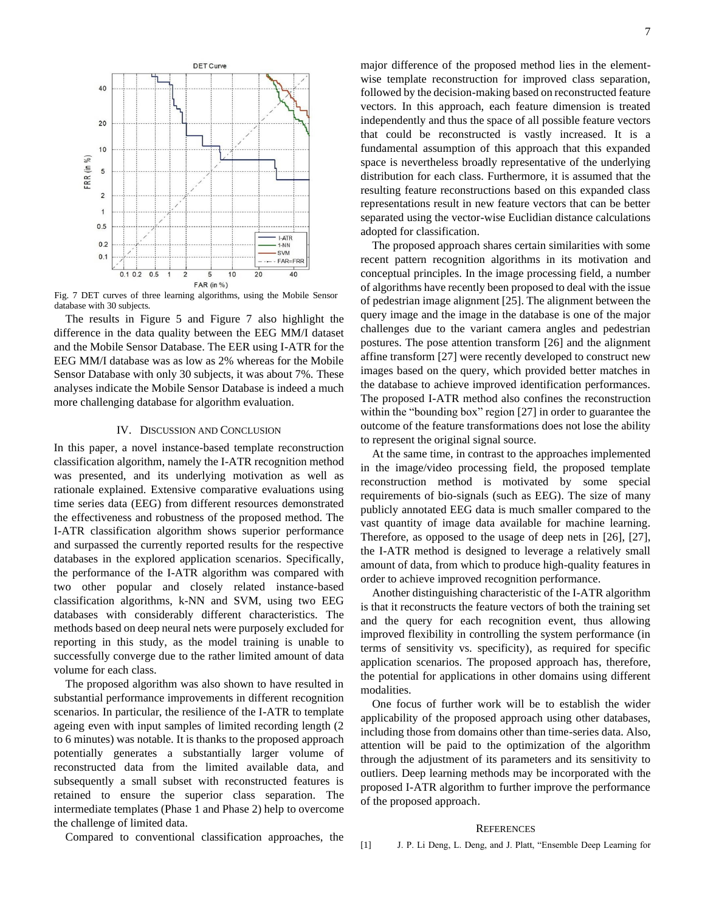Fig. 7 DET curves of three learning algorithms, using the Mobile Sensor database with 30 subjects.

The results in Figure 5 and Figure 7 also highlight the difference in the data quality between the EEG MM/I dataset and the Mobile Sensor Database. The EER using I-ATR for the EEG MM/I database was as low as 2% whereas for the Mobile Sensor Database with only 30 subjects, it was about 7%. These analyses indicate the Mobile Sensor Database is indeed a much more challenging database for algorithm evaluation.

## IV. Discussion and Conclusion

In this paper, a novel instance-based template reconstruction classification algorithm, namely the I-ATR recognition method was presented, and its underlying motivation as well as rationale explained. Extensive comparative evaluations using time series data (EEG) from different resources demonstrated the effectiveness and robustness of the proposed method. The I-ATR classification algorithm shows superior performance and surpassed the currently reported results for the respective databases in the explored application scenarios. Specifically, the performance of the I-ATR algorithm was compared with two other popular and closely related instance-based classification algorithms, k-NN and SVM, using two EEG databases with considerably different characteristics. The methods based on deep neural nets were purposely excluded for reporting in this study, as the model training is unable to successfully converge due to the rather limited amount of data volume for each class.

The proposed algorithm was also shown to have resulted in substantial performance improvements in different recognition scenarios. In particular, the resilience of the I-ATR to template ageing even with input samples of limited recording length (2 to 6 minutes) was notable. It is thanks to the proposed approach potentially generates a substantially larger volume of reconstructed data from the limited available data, and subsequently a small subset with reconstructed features is retained to ensure the superior class separation. The intermediate templates (Phase 1 and Phase 2) help to overcome the challenge of limited data.

Compared to conventional classification approaches, the major difference of the proposed method lies in the element-wise template reconstruction for improved class separation, followed by the decision-making based on reconstructed feature vectors. In this approach, each feature dimension is treated independently and thus the space of all possible feature vectors that could be reconstructed is vastly increased. It is a fundamental assumption of this approach that this expanded space is nevertheless broadly representative of the underlying distribution for each class. Furthermore, it is assumed that the resulting feature reconstructions based on this expanded class representations result in new feature vectors that can be better separated using the vector-wise Euclidian distance calculations adopted for classification.

The proposed approach shares certain similarities with some recent pattern recognition algorithms in its motivation and conceptual principles. In the image processing field, a number of algorithms have recently been proposed to deal with the issue of pedestrian image alignment [25]. The alignment between the query image and the image in the database is one of the major challenges due to the variant camera angles and pedestrian postures. The pose attention transform [26] and the alignment affine transform [27] were recently developed to construct new images based on the query, which provided better matches in the database to achieve improved identification performances. The proposed I-ATR method also confines the reconstruction within the "bounding box" region [27] in order to guarantee the outcome of the feature transformations does not lose the ability to represent the original signal source.

At the same time, in contrast to the approaches implemented in the image/video processing field, the proposed template reconstruction method is motivated by some special requirements of bio-signals (such as EEG). The size of many publicly annotated EEG data is much smaller compared to the vast quantity of image data available for machine learning. Therefore, as opposed to the usage of deep nets in [26], [27], the I-ATR method is designed to leverage a relatively small amount of data, from which to produce high-quality features in order to achieve improved recognition performance.

Another distinguishing characteristic of the I-ATR algorithm is that it reconstructs the feature vectors of both the training set and the query for each recognition event, thus allowing improved flexibility in controlling the system performance (in terms of sensitivity vs. specificity), as required for specific application scenarios. The proposed approach has, therefore, the potential for applications in other domains using different modalities.

One focus of further work will be to establish the wider applicability of the proposed approach using other databases, including those from domains other than time-series data. Also, attention will be paid to the optimization of the algorithm through the adjustment of its parameters and its sensitivity to outliers. Deep learning methods may be incorporated with the proposed I-ATR algorithm to further improve the performance of the proposed approach.

## References

[1] J. P. Li Deng, L. Deng, and J. Platt, "Ensemble Deep Learning for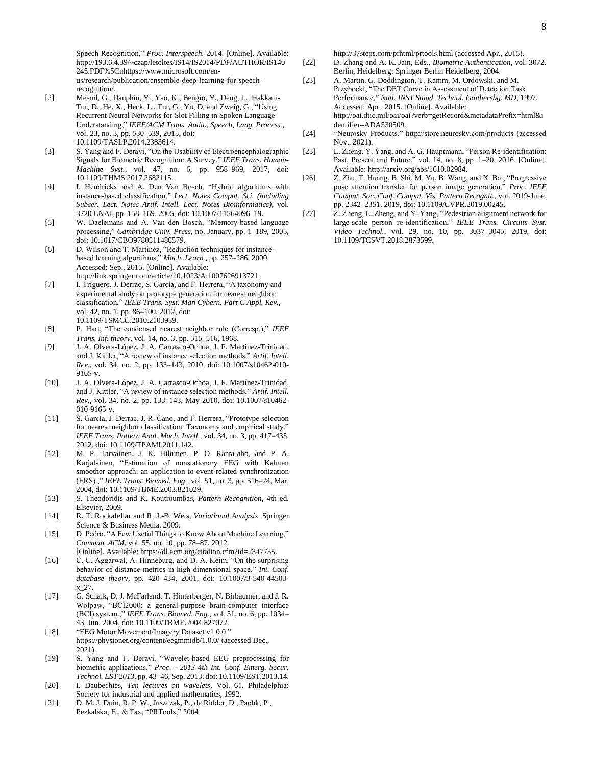Speech Recognition," *Proc. Interspeech.* 2014. [Online]. Available: http://193.6.4.39/~czap/letoltes/IS14/IS2014/PDF/AUTHOR/IS140245.PDF%5Cnhttps://www.microsoft.com/en-us/research/publication/ensemble-deep-learning-for-speech-recognition/.

[2] Mesnil, G., Dauphin, Y., Yao, K., Bengio, Y., Deng, L., Hakkani-Tur, D., He, X., Heck, L., Tur, G., Yu, D. and Zweig, G., "Using Recurrent Neural Networks for Slot Filling in Spoken Language Understanding," *IEEE/ACM Trans. Audio, Speech, Lang. Process.*, vol. 23, no. 3, pp. 530–539, 2015, doi: 10.1109/TASLP.2014.2383614.

[3] S. Yang and F. Deravi, "On the Usability of Electroencephalographic Signals for Biometric Recognition: A Survey," *IEEE Trans. Human-Machine Syst.*, vol. 47, no. 6, pp. 958–969, 2017, doi: 10.1109/THMS.2017.2682115.

[4] I. Hendrickx and A. Den Van Bosch, "Hybrid algorithms with instance-based classification," *Lect. Notes Comput. Sci. (including Subser. Lect. Notes Artif. Intell. Lect. Notes Bioinformatics)*, vol. 3720 LNAI, pp. 158–169, 2005, doi: 10.1007/11564096_19.

[5] W. Daelemans and A. Van den Bosch, "Memory-based language processing," *Cambridge Univ. Press*, no. January, pp. 1–189, 2005, doi: 10.1017/CBO9780511486579.

[6] D. Wilson and T. Martinez, "Reduction techniques for instance-based learning algorithms," *Mach. Learn.*, pp. 257–286, 2000, Accessed: Sep., 2015. [Online]. Available: http://link.springer.com/article/10.1023/A:1007626913721.

[7] I. Triguero, J. Derrac, S. García, and F. Herrera, "A taxonomy and experimental study on prototype generation for nearest neighbor classification," *IEEE Trans. Syst. Man Cybern. Part C Appl. Rev.*, vol. 42, no. 1, pp. 86–100, 2012, doi: 10.1109/TSMCC.2010.2103939.

[8] P. Hart, "The condensed nearest neighbor rule (Corresp.)," *IEEE Trans. Inf. theory*, vol. 14, no. 3, pp. 515–516, 1968.

[9] J. A. Olvera-López, J. A. Carrasco-Ochoa, J. F. Martínez-Trinidad, and J. Kittler, "A review of instance selection methods," *Artif. Intell. Rev.*, vol. 34, no. 2, pp. 133–143, 2010, doi: 10.1007/s10462-010-9165-y.

[10] J. A. Olvera-López, J. A. Carrasco-Ochoa, J. F. Martínez-Trinidad, and J. Kittler, "A review of instance selection methods," *Artif. Intell. Rev.*, vol. 34, no. 2, pp. 133–143, May 2010, doi: 10.1007/s10462-010-9165-y.

[11] S. García, J. Derrac, J. R. Cano, and F. Herrera, "Prototype selection for nearest neighbor classification: Taxonomy and empirical study," *IEEE Trans. Pattern Anal. Mach. Intell.*, vol. 34, no. 3, pp. 417–435, 2012, doi: 10.1109/TPAMI.2011.142.

[12] M. P. Tarvainen, J. K. Hiltunen, P. O. Ranta-aho, and P. A. Karjalainen, "Estimation of nonstationary EEG with Kalman smoother approach: an application to event-related synchronization (ERS).," *IEEE Trans. Biomed. Eng.*, vol. 51, no. 3, pp. 516–24, Mar. 2004, doi: 10.1109/TBME.2003.821029.

[13] S. Theodoridis and K. Koutroumbas, *Pattern Recognition*, 4th ed. Elsevier, 2009.

[14] R. T. Rockafellar and R. J.-B. Wets, *Variational Analysis*. Springer Science & Business Media, 2009.

[15] D. Pedro, "A Few Useful Things to Know About Machine Learning," *Commun. ACM*, vol. 55, no. 10, pp. 78–87, 2012. [Online]. Available: https://dl.acm.org/citation.cfm?id=2347755.

[16] C. C. Aggarwal, A. Hinneburg, and D. A. Keim, "On the surprising behavior of distance metrics in high dimensional space," *Int. Conf. database theory*, pp. 420–434, 2001, doi: 10.1007/3-540-44503-x_27.

[17] G. Schalk, D. J. McFarland, T. Hinterberger, N. Birbaumer, and J. R. Wolpaw, "BCI2000: a general-purpose brain-computer interface (BCI) system.," *IEEE Trans. Biomed. Eng.*, vol. 51, no. 6, pp. 1034–43, Jun. 2004, doi: 10.1109/TBME.2004.827072.

[18] "EEG Motor Movement/Imagery Dataset v1.0.0." https://physionet.org/content/eegmmidb/1.0.0/ (accessed Dec., 2021).

[19] S. Yang and F. Deravi, "Wavelet-based EEG preprocessing for biometric applications," *Proc. - 2013 4th Int. Conf. Emerg. Secur. Technol. EST 2013*, pp. 43–46, Sep. 2013, doi: 10.1109/EST.2013.14.

[20] I. Daubechies, *Ten lectures on wavelets*, Vol. 61. Philadelphia: Society for industrial and applied mathematics, 1992.

[21] D. M. J. Duin, R. P. W., Juszczak, P., de Ridder, D., Paclık, P., Pezkalska, E., & Tax, "PRTools," 2004. http://37steps.com/prhtml/prtools.html (accessed Apr., 2015).

[22] D. Zhang and A. K. Jain, Eds., *Biometric Authentication*, vol. 3072. Berlin, Heidelberg: Springer Berlin Heidelberg, 2004.

[23] A. Martin, G. Doddington, T. Kamm, M. Ordowski, and M. Przybocki, "The DET Curve in Assessment of Detection Task Performance," *Natl. INST Stand. Technol. Gaithersbg. MD*, 1997, Accessed: Apr., 2015. [Online]. Available: http://oai.dtic.mil/oai/oai?verb=getRecord&metadataPrefix=html&identifier=ADA530509.

[24] "Neurosky Products." http://store.neurosky.com/products (accessed Nov., 2021).

[25] L. Zheng, Y. Yang, and A. G. Hauptmann, "Person Re-identification: Past, Present and Future," vol. 14, no. 8, pp. 1–20, 2016. [Online]. Available: http://arxiv.org/abs/1610.02984.

[26] Z. Zhu, T. Huang, B. Shi, M. Yu, B. Wang, and X. Bai, "Progressive pose attention transfer for person image generation," *Proc. IEEE Comput. Soc. Conf. Comput. Vis. Pattern Recognit.*, vol. 2019-June, pp. 2342–2351, 2019, doi: 10.1109/CVPR.2019.00245.

[27] Z. Zheng, L. Zheng, and Y. Yang, "Pedestrian alignment network for large-scale person re-identification," *IEEE Trans. Circuits Syst. Video Technol.*, vol. 29, no. 10, pp. 3037–3045, 2019, doi: 10.1109/TCSVT.2018.2873599.